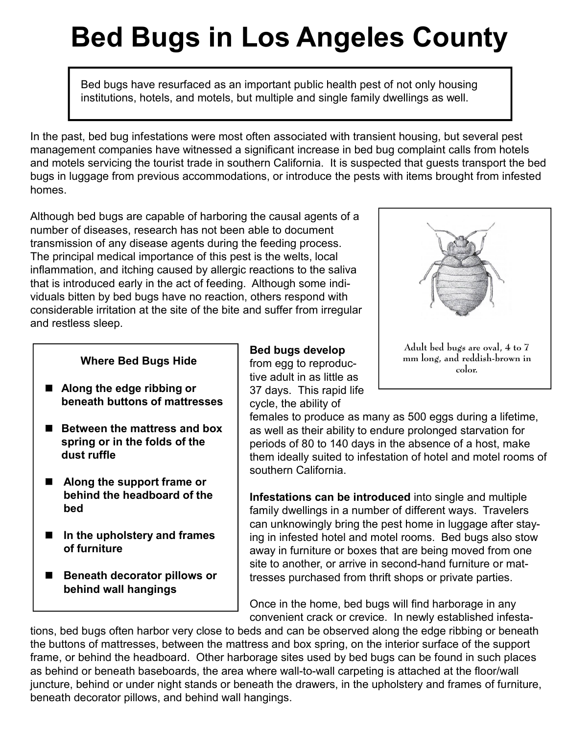# Bed Bugs in Los Angeles County

Bed bugs have resurfaced as an important public health pest of not only housing institutions, hotels, and motels, but multiple and single family dwellings as well.

In the past, bed bug infestations were most often associated with transient housing, but several pest management companies have witnessed a significant increase in bed bug complaint calls from hotels and motels servicing the tourist trade in southern California. It is suspected that guests transport the bed bugs in luggage from previous accommodations, or introduce the pests with items brought from infested homes.

Although bed bugs are capable of harboring the causal agents of a number of diseases, research has not been able to document transmission of any disease agents during the feeding process. The principal medical importance of this pest is the welts, local inflammation, and itching caused by allergic reactions to the saliva that is introduced early in the act of feeding. Although some individuals bitten by bed bugs have no reaction, others respond with considerable irritation at the site of the bite and suffer from irregular and restless sleep.

Adult bed bugs are oval, 4 to 7 mm long, and reddish-brown in color.

**Where Bed Bugs Hide**

- **Along the edge ribbing or beneath buttons of mattresses**
- **Between the mattress and box spring or in the folds of the dust ruffle**
- **Along the support frame or behind the headboard of the bed**
- **In the upholstery and frames of furniture**
- **Beneath decorator pillows or behind wall hangings**

**Bed bugs develop** from egg to reproductive adult in as little as 37 days. This rapid life cycle, the ability of females to produce as many as 500 eggs during a lifetime, as well as their ability to endure prolonged starvation for periods of 80 to 140 days in the absence of a host, make them ideally suited to infestation of hotel and motel rooms of southern California.

**Infestations can be introduced** into single and multiple family dwellings in a number of different ways. Travelers can unknowingly bring the pest home in luggage after staying in infested hotel and motel rooms. Bed bugs also stow away in furniture or boxes that are being moved from one site to another, or arrive in second-hand furniture or mattresses purchased from thrift shops or private parties.

Once in the home, bed bugs will find harborage in any convenient crack or crevice. In newly established infestations, bed bugs often harbor very close to beds and can be observed along the edge ribbing or beneath the buttons of mattresses, between the mattress and box spring, on the interior surface of the support frame, or behind the headboard. Other harborage sites used by bed bugs can be found in such places as behind or beneath baseboards, the area where wall-to-wall carpeting is attached at the floor/wall juncture, behind or under night stands or beneath the drawers, in the upholstery and frames of furniture, beneath decorator pillows, and behind wall hangings.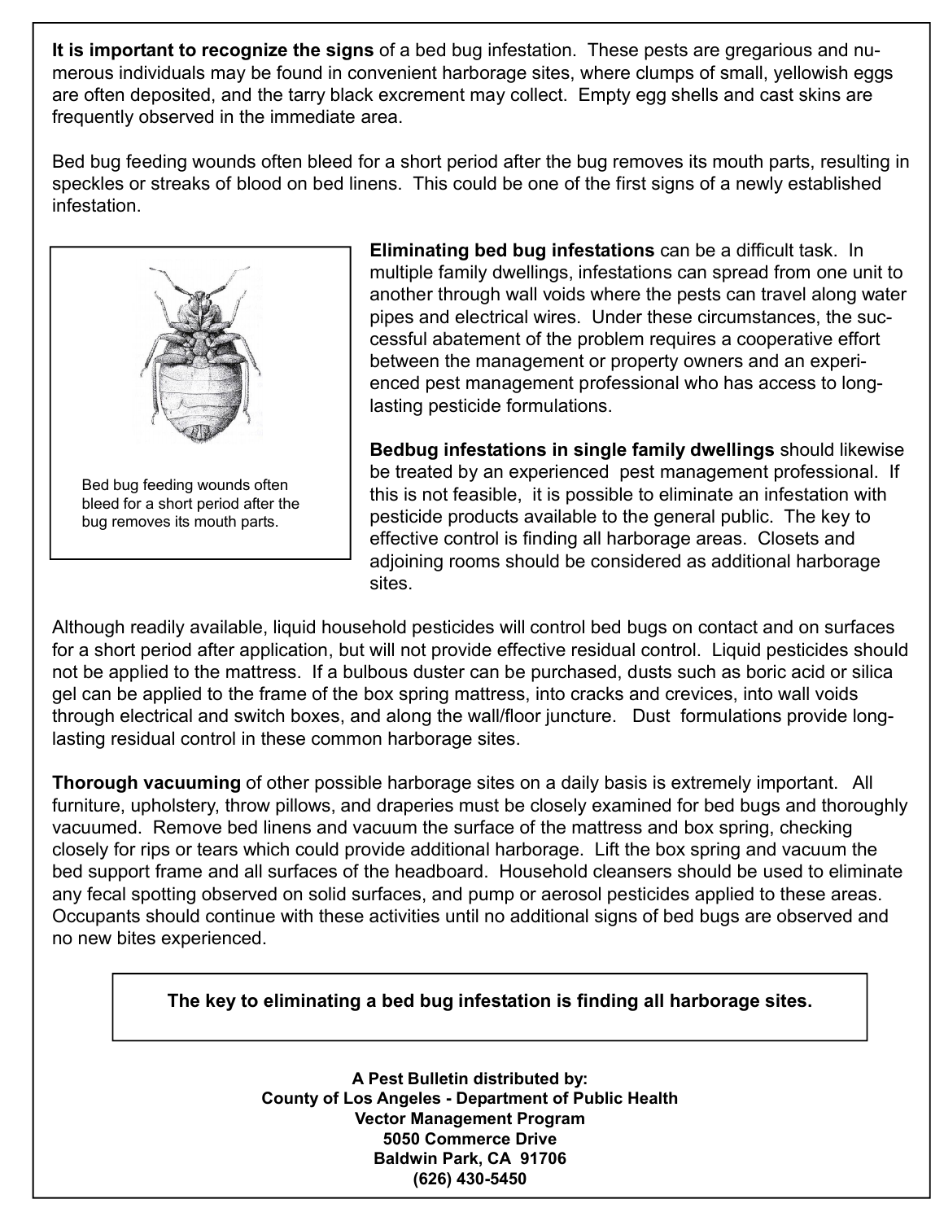**It is important to recognize the signs** of a bed bug infestation. These pests are gregarious and numerous individuals may be found in convenient harborage sites, where clumps of small, yellowish eggs are often deposited, and the tarry black excrement may collect. Empty egg shells and cast skins are frequently observed in the immediate area.

Bed bug feeding wounds often bleed for a short period after the bug removes its mouth parts, resulting in speckles or streaks of blood on bed linens. This could be one of the first signs of a newly established infestation.

Bed bug feeding wounds often bleed for a short period after the bug removes its mouth parts.

**Eliminating bed bug infestations** can be a difficult task. In multiple family dwellings, infestations can spread from one unit to another through wall voids where the pests can travel along water pipes and electrical wires. Under these circumstances, the successful abatement of the problem requires a cooperative effort between the management or property owners and an experienced pest management professional who has access to long-lasting pesticide formulations.

**Bedbug infestations in single family dwellings** should likewise be treated by an experienced pest management professional. If this is not feasible, it is possible to eliminate an infestation with pesticide products available to the general public. The key to effective control is finding all harborage areas. Closets and adjoining rooms should be considered as additional harborage sites.

Although readily available, liquid household pesticides will control bed bugs on contact and on surfaces for a short period after application, but will not provide effective residual control. Liquid pesticides should not be applied to the mattress. If a bulbous duster can be purchased, dusts such as boric acid or silica gel can be applied to the frame of the box spring mattress, into cracks and crevices, into wall voids through electrical and switch boxes, and along the wall/floor juncture. Dust formulations provide long-lasting residual control in these common harborage sites.

**Thorough vacuuming** of other possible harborage sites on a daily basis is extremely important. All furniture, upholstery, throw pillows, and draperies must be closely examined for bed bugs and thoroughly vacuumed. Remove bed linens and vacuum the surface of the mattress and box spring, checking closely for rips or tears which could provide additional harborage. Lift the box spring and vacuum the bed support frame and all surfaces of the headboard. Household cleansers should be used to eliminate any fecal spotting observed on solid surfaces, and pump or aerosol pesticides applied to these areas. Occupants should continue with these activities until no additional signs of bed bugs are observed and no new bites experienced.

**The key to eliminating a bed bug infestation is finding all harborage sites.**

**A Pest Bulletin distributed by:**
**County of Los Angeles - Department of Public Health**
**Vector Management Program**
**5050 Commerce Drive**
**Baldwin Park, CA 91706**
**(626) 430-5450**